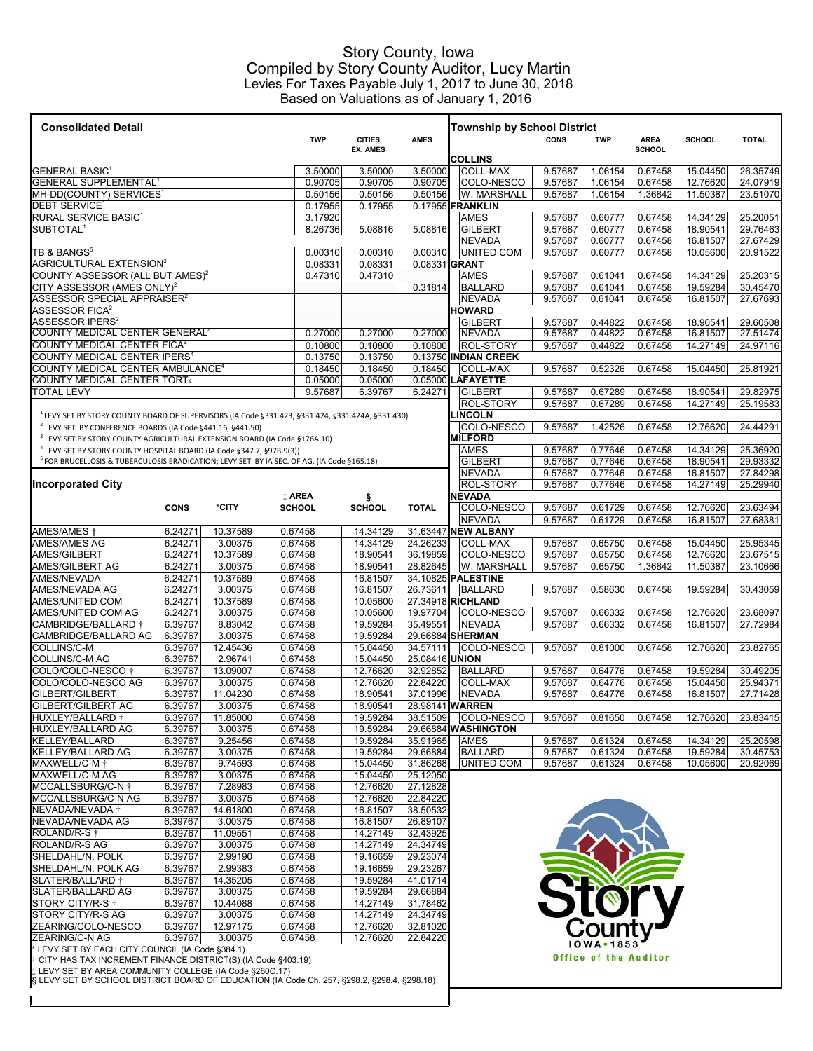# Story County, Iowa
## Compiled by Story County Auditor, Lucy Martin
## Levies For Taxes Payable July 1, 2017 to June 30, 2018
## Based on Valuations as of January 1, 2016

### Consolidated Detail

| | TWP | CITIES EX. AMES | AMES |
|---|---|---|---|
| GENERAL BASIC[1] | 3.50000 | 3.50000 | 3.50000 |
| GENERAL SUPPLEMENTAL[1] | 0.90705 | 0.90705 | 0.90705 |
| MH-DD(COUNTY) SERVICES[1] | 0.50156 | 0.50156 | 0.50156 |
| DEBT SERVICE[1] | 0.17955 | 0.17955 | 0.17955 |
| RURAL SERVICE BASIC[1] | 3.17920 | | |
| SUBTOTAL[1] | 8.26736 | 5.08816 | 5.08816 |
| TB & BANGS[5] | 0.00310 | 0.00310 | 0.00310 |
| AGRICULTURAL EXTENSION[3] | 0.08331 | 0.08331 | 0.08331 |
| COUNTY ASSESSOR (ALL BUT AMES)[2] | 0.47310 | 0.47310 | |
| CITY ASSESSOR (AMES ONLY)[2] | | | 0.31814 |
| ASSESSOR SPECIAL APPRAISER[2] | | | |
| ASSESSOR FICA[2] | | | |
| ASSESSOR IPERS[2] | | | |
| COUNTY MEDICAL CENTER GENERAL[4] | 0.27000 | 0.27000 | 0.27000 |
| COUNTY MEDICAL CENTER FICA[4] | 0.10800 | 0.10800 | 0.10800 |
| COUNTY MEDICAL CENTER IPERS[4] | 0.13750 | 0.13750 | 0.13750 |
| COUNTY MEDICAL CENTER AMBULANCE[4] | 0.18450 | 0.18450 | 0.18450 |
| COUNTY MEDICAL CENTER TORT[4] | 0.05000 | 0.05000 | 0.05000 |
| TOTAL LEVY | 9.57687 | 6.39767 | 6.24271 |

[1] LEVY SET BY STORY COUNTY BOARD OF SUPERVISORS (IA Code §331.423, §331.424, §331.424A, §331.430)
[2] LEVY SET BY CONFERENCE BOARDS (IA Code §441.16, §441.50)
[3] LEVY SET BY STORY COUNTY AGRICULTURAL EXTENSION BOARD (IA Code §176A.10)
[4] LEVY SET BY STORY COUNTY HOSPITAL BOARD (IA Code §347.7, §97B.9(3))
[5] FOR BRUCELLOSIS & TUBERCULOSIS ERADICATION; LEVY SET BY IA SEC. OF AG. (IA Code §165.18)

### Incorporated City

| | CONS | *CITY | ‡ AREA SCHOOL | § SCHOOL | TOTAL |
|---|---|---|---|---|---|
| AMES/AMES † | 6.24271 | 10.37589 | 0.67458 | 14.34129 | 31.63447 |
| AMES/AMES AG | 6.24271 | 3.00375 | 0.67458 | 14.34129 | 24.26233 |
| AMES/GILBERT | 6.24271 | 10.37589 | 0.67458 | 18.90541 | 36.19859 |
| AMES/GILBERT AG | 6.24271 | 3.00375 | 0.67458 | 18.90541 | 28.82645 |
| AMES/NEVADA | 6.24271 | 10.37589 | 0.67458 | 16.81507 | 34.10825 |
| AMES/NEVADA AG | 6.24271 | 3.00375 | 0.67458 | 16.81507 | 26.73611 |
| AMES/UNITED COM | 6.24271 | 10.37589 | 0.67458 | 10.05600 | 27.34918 |
| AMES/UNITED COM AG | 6.24271 | 3.00375 | 0.67458 | 10.05600 | 19.97704 |
| CAMBRIDGE/BALLARD † | 6.39767 | 8.83042 | 0.67458 | 19.59284 | 35.49551 |
| CAMBRIDGE/BALLARD AG | 6.39767 | 3.00375 | 0.67458 | 19.59284 | 29.66884 |
| COLLINS/C-M | 6.39767 | 12.45436 | 0.67458 | 15.04450 | 34.57111 |
| COLLINS/C-M AG | 6.39767 | 2.96741 | 0.67458 | 15.04450 | 25.08416 |
| COLO/COLO-NESCO † | 6.39767 | 13.09007 | 0.67458 | 12.76620 | 32.92852 |
| COLO/COLO-NESCO AG | 6.39767 | 3.00375 | 0.67458 | 12.76620 | 22.84220 |
| GILBERT/GILBERT | 6.39767 | 11.04230 | 0.67458 | 18.90541 | 37.01996 |
| GILBERT/GILBERT AG | 6.39767 | 3.00375 | 0.67458 | 18.90541 | 28.98141 |
| HUXLEY/BALLARD † | 6.39767 | 11.85000 | 0.67458 | 19.59284 | 38.51509 |
| HUXLEY/BALLARD AG | 6.39767 | 3.00375 | 0.67458 | 19.59284 | 29.66884 |
| KELLEY/BALLARD | 6.39767 | 9.25456 | 0.67458 | 19.59284 | 35.91965 |
| KELLEY/BALLARD AG | 6.39767 | 3.00375 | 0.67458 | 19.59284 | 29.66884 |
| MAXWELL/C-M † | 6.39767 | 9.74593 | 0.67458 | 15.04450 | 31.86268 |
| MAXWELL/C-M AG | 6.39767 | 3.00375 | 0.67458 | 15.04450 | 25.12050 |
| MCCALLSBURG/C-N † | 6.39767 | 7.28983 | 0.67458 | 12.76620 | 27.12828 |
| MCCALLSBURG/C-N AG | 6.39767 | 3.00375 | 0.67458 | 12.76620 | 22.84220 |
| NEVADA/NEVADA † | 6.39767 | 14.61800 | 0.67458 | 16.81507 | 38.50532 |
| NEVADA/NEVADA AG | 6.39767 | 3.00375 | 0.67458 | 16.81507 | 26.89107 |
| ROLAND/R-S † | 6.39767 | 11.09551 | 0.67458 | 14.27149 | 32.43925 |
| ROLAND/R-S AG | 6.39767 | 3.00375 | 0.67458 | 14.27149 | 24.34749 |
| SHELDAHL/N. POLK | 6.39767 | 2.99190 | 0.67458 | 19.16659 | 29.23074 |
| SHELDAHL/N. POLK AG | 6.39767 | 2.99383 | 0.67458 | 19.16659 | 29.23267 |
| SLATER/BALLARD † | 6.39767 | 14.35205 | 0.67458 | 19.59284 | 41.01714 |
| SLATER/BALLARD AG | 6.39767 | 3.00375 | 0.67458 | 19.59284 | 29.66884 |
| STORY CITY/R-S † | 6.39767 | 10.44088 | 0.67458 | 14.27149 | 31.78462 |
| STORY CITY/R-S AG | 6.39767 | 3.00375 | 0.67458 | 14.27149 | 24.34749 |
| ZEARING/COLO-NESCO | 6.39767 | 12.97175 | 0.67458 | 12.76620 | 32.81020 |
| ZEARING/C-N AG | 6.39767 | 3.00375 | 0.67458 | 12.76620 | 22.84220 |

\* LEVY SET BY EACH CITY COUNCIL (IA Code §384.1)
† CITY HAS TAX INCREMENT FINANCE DISTRICT(S) (IA Code §403.19)
‡ LEVY SET BY AREA COMMUNITY COLLEGE (IA Code §260C.17)
§ LEVY SET BY SCHOOL DISTRICT BOARD OF EDUCATION (IA Code Ch. 257, §298.2, §298.4, §298.18)

### Township by School District

| | CONS | TWP | AREA SCHOOL | SCHOOL | TOTAL |
|---|---|---|---|---|---|
| **COLLINS** | | | | | |
| COLL-MAX | 9.57687 | 1.06154 | 0.67458 | 15.04450 | 26.35749 |
| COLO-NESCO | 9.57687 | 1.06154 | 0.67458 | 12.76620 | 24.07919 |
| W. MARSHALL | 9.57687 | 1.06154 | 1.36842 | 11.50387 | 23.51070 |
| **FRANKLIN** | | | | | |
| AMES | 9.57687 | 0.60777 | 0.67458 | 14.34129 | 25.20051 |
| GILBERT | 9.57687 | 0.60777 | 0.67458 | 18.90541 | 29.76463 |
| NEVADA | 9.57687 | 0.60777 | 0.67458 | 16.81507 | 27.67429 |
| UNITED COM | 9.57687 | 0.60777 | 0.67458 | 10.05600 | 20.91522 |
| **GRANT** | | | | | |
| AMES | 9.57687 | 0.61041 | 0.67458 | 14.34129 | 25.20315 |
| BALLARD | 9.57687 | 0.61041 | 0.67458 | 19.59284 | 30.45470 |
| NEVADA | 9.57687 | 0.61041 | 0.67458 | 16.81507 | 27.67693 |
| **HOWARD** | | | | | |
| GILBERT | 9.57687 | 0.44822 | 0.67458 | 18.90541 | 29.60508 |
| NEVADA | 9.57687 | 0.44822 | 0.67458 | 16.81507 | 27.51474 |
| ROL-STORY | 9.57687 | 0.44822 | 0.67458 | 14.27149 | 24.97116 |
| **INDIAN CREEK** | | | | | |
| COLL-MAX | 9.57687 | 0.52326 | 0.67458 | 15.04450 | 25.81921 |
| **LAFAYETTE** | | | | | |
| GILBERT | 9.57687 | 0.67289 | 0.67458 | 18.90541 | 29.82975 |
| ROL-STORY | 9.57687 | 0.67289 | 0.67458 | 14.27149 | 25.19583 |
| **LINCOLN** | | | | | |
| COLO-NESCO | 9.57687 | 1.42526 | 0.67458 | 12.76620 | 24.44291 |
| **MILFORD** | | | | | |
| AMES | 9.57687 | 0.77646 | 0.67458 | 14.34129 | 25.36920 |
| GILBERT | 9.57687 | 0.77646 | 0.67458 | 18.90541 | 29.93332 |
| NEVADA | 9.57687 | 0.77646 | 0.67458 | 16.81507 | 27.84298 |
| ROL-STORY | 9.57687 | 0.77646 | 0.67458 | 14.27149 | 25.29940 |
| **NEVADA** | | | | | |
| COLO-NESCO | 9.57687 | 0.61729 | 0.67458 | 12.76620 | 23.63494 |
| NEVADA | 9.57687 | 0.61729 | 0.67458 | 16.81507 | 27.68381 |
| **NEW ALBANY** | | | | | |
| COLL-MAX | 9.57687 | 0.65750 | 0.67458 | 15.04450 | 25.95345 |
| COLO-NESCO | 9.57687 | 0.65750 | 0.67458 | 12.76620 | 23.67515 |
| W. MARSHALL | 9.57687 | 0.65750 | 1.36842 | 11.50387 | 23.10666 |
| **PALESTINE** | | | | | |
| BALLARD | 9.57687 | 0.58630 | 0.67458 | 19.59284 | 30.43059 |
| **RICHLAND** | | | | | |
| COLO-NESCO | 9.57687 | 0.66332 | 0.67458 | 12.76620 | 23.68097 |
| NEVADA | 9.57687 | 0.66332 | 0.67458 | 16.81507 | 27.72984 |
| **SHERMAN** | | | | | |
| COLO-NESCO | 9.57687 | 0.81000 | 0.67458 | 12.76620 | 23.82765 |
| **UNION** | | | | | |
| BALLARD | 9.57687 | 0.64776 | 0.67458 | 19.59284 | 30.49205 |
| COLL-MAX | 9.57687 | 0.64776 | 0.67458 | 15.04450 | 25.94371 |
| NEVADA | 9.57687 | 0.64776 | 0.67458 | 16.81507 | 27.71428 |
| **WARREN** | | | | | |
| COLO-NESCO | 9.57687 | 0.81650 | 0.67458 | 12.76620 | 23.83415 |
| **WASHINGTON** | | | | | |
| AMES | 9.57687 | 0.61324 | 0.67458 | 14.34129 | 25.20598 |
| BALLARD | 9.57687 | 0.61324 | 0.67458 | 19.59284 | 30.45753 |
| UNITED COM | 9.57687 | 0.61324 | 0.67458 | 10.05600 | 20.92069 |

Story County
IOWA • 1853
Office of the Auditor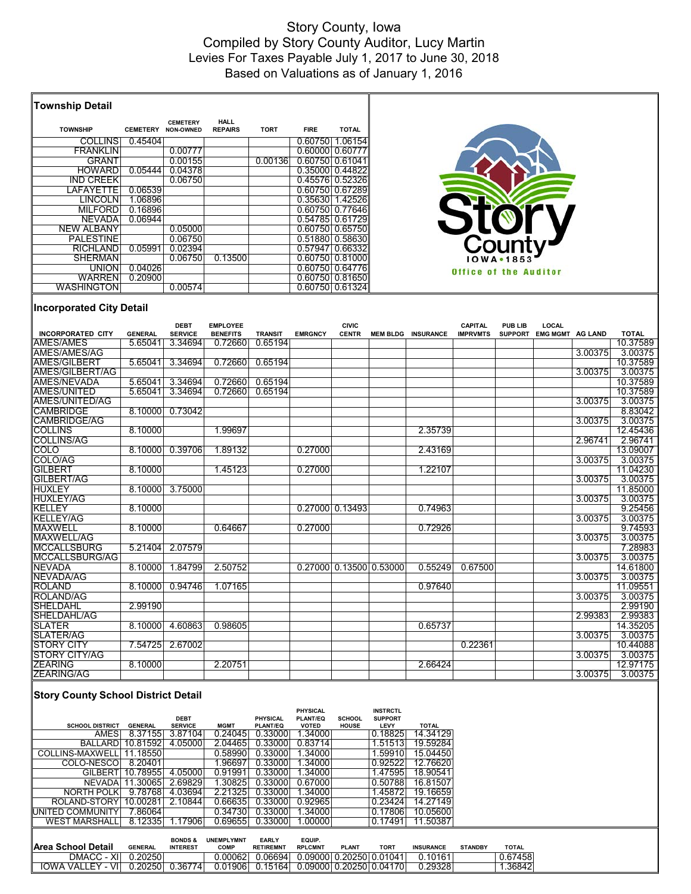# Story County, Iowa
Compiled by Story County Auditor, Lucy Martin
Levies For Taxes Payable July 1, 2017 to June 30, 2018
Based on Valuations as of January 1, 2016

## Township Detail

| TOWNSHIP | CEMETERY | CEMETERY NON-OWNED | HALL REPAIRS | TORT | FIRE | TOTAL |
|---|---|---|---|---|---|---|
| COLLINS | 0.45404 | | | | 0.60750 | 1.06154 |
| FRANKLIN | | 0.00777 | | | 0.60000 | 0.60777 |
| GRANT | | 0.00155 | | 0.00136 | 0.60750 | 0.61041 |
| HOWARD | 0.05444 | 0.04378 | | | 0.35000 | 0.44822 |
| IND CREEK | | 0.06750 | | | 0.45576 | 0.52326 |
| LAFAYETTE | 0.06539 | | | | 0.60750 | 0.67289 |
| LINCOLN | 1.06896 | | | | 0.35630 | 1.42526 |
| MILFORD | 0.16896 | | | | 0.60750 | 0.77646 |
| NEVADA | 0.06944 | | | | 0.54785 | 0.61729 |
| NEW ALBANY | | 0.05000 | | | 0.60750 | 0.65750 |
| PALESTINE | | 0.06750 | | | 0.51880 | 0.58630 |
| RICHLAND | 0.05991 | 0.02394 | | | 0.57947 | 0.66332 |
| SHERMAN | | 0.06750 | 0.13500 | | 0.60750 | 0.81000 |
| UNION | 0.04026 | | | | 0.60750 | 0.64776 |
| WARREN | 0.20900 | | | | 0.60750 | 0.81650 |
| WASHINGTON | | 0.00574 | | | 0.60750 | 0.61324 |

Story County IOWA • 1853
Office of the Auditor

## Incorporated City Detail

| INCORPORATED CITY | GENERAL | DEBT SERVICE | EMPLOYEE BENEFITS | TRANSIT | EMRGNCY | CIVIC CENTR | MEM BLDG | INSURANCE | CAPITAL IMPRVMTS | PUB LIB SUPPORT | LOCAL EMG MGMT | AG LAND | TOTAL |
|---|---|---|---|---|---|---|---|---|---|---|---|---|---|
| AMES/AMES | 5.65041 | 3.34694 | 0.72660 | 0.65194 | | | | | | | | | 10.37589 |
| AMES/AMES/AG | | | | | | | | | | | | 3.00375 | 3.00375 |
| AMES/GILBERT | 5.65041 | 3.34694 | 0.72660 | 0.65194 | | | | | | | | | 10.37589 |
| AMES/GILBERT/AG | | | | | | | | | | | | 3.00375 | 3.00375 |
| AMES/NEVADA | 5.65041 | 3.34694 | 0.72660 | 0.65194 | | | | | | | | | 10.37589 |
| AMES/UNITED | 5.65041 | 3.34694 | 0.72660 | 0.65194 | | | | | | | | | 10.37589 |
| AMES/UNITED/AG | | | | | | | | | | | | 3.00375 | 3.00375 |
| CAMBRIDGE | 8.10000 | 0.73042 | | | | | | | | | | | 8.83042 |
| CAMBRIDGE/AG | | | | | | | | | | | | 3.00375 | 3.00375 |
| COLLINS | 8.10000 | | 1.99697 | | | | | 2.35739 | | | | | 12.45436 |
| COLLINS/AG | | | | | | | | | | | | 2.96741 | 2.96741 |
| COLO | 8.10000 | 0.39706 | 1.89132 | | 0.27000 | | | 2.43169 | | | | | 13.09007 |
| COLO/AG | | | | | | | | | | | | 3.00375 | 3.00375 |
| GILBERT | 8.10000 | | 1.45123 | | 0.27000 | | | 1.22107 | | | | | 11.04230 |
| GILBERT/AG | | | | | | | | | | | | 3.00375 | 3.00375 |
| HUXLEY | 8.10000 | 3.75000 | | | | | | | | | | | 11.85000 |
| HUXLEY/AG | | | | | | | | | | | | 3.00375 | 3.00375 |
| KELLEY | 8.10000 | | | | 0.27000 | 0.13493 | | 0.74963 | | | | | 9.25456 |
| KELLEY/AG | | | | | | | | | | | | 3.00375 | 3.00375 |
| MAXWELL | 8.10000 | | 0.64667 | | 0.27000 | | | 0.72926 | | | | | 9.74593 |
| MAXWELL/AG | | | | | | | | | | | | 3.00375 | 3.00375 |
| MCCALLSBURG | 5.21404 | 2.07579 | | | | | | | | | | | 7.28983 |
| MCCALLSBURG/AG | | | | | | | | | | | | 3.00375 | 3.00375 |
| NEVADA | 8.10000 | 1.84799 | 2.50752 | | 0.27000 | 0.13500 | 0.53000 | 0.55249 | 0.67500 | | | | 14.61800 |
| NEVADA/AG | | | | | | | | | | | | 3.00375 | 3.00375 |
| ROLAND | 8.10000 | 0.94746 | 1.07165 | | | | | 0.97640 | | | | | 11.09551 |
| ROLAND/AG | | | | | | | | | | | | 3.00375 | 3.00375 |
| SHELDAHL | 2.99190 | | | | | | | | | | | | 2.99190 |
| SHELDAHL/AG | | | | | | | | | | | | 2.99383 | 2.99383 |
| SLATER | 8.10000 | 4.60863 | 0.98605 | | | | | 0.65737 | | | | | 14.35205 |
| SLATER/AG | | | | | | | | | | | | 3.00375 | 3.00375 |
| STORY CITY | 7.54725 | 2.67002 | | | | | | | 0.22361 | | | | 10.44088 |
| STORY CITY/AG | | | | | | | | | | | | 3.00375 | 3.00375 |
| ZEARING | 8.10000 | | 2.20751 | | | | | 2.66424 | | | | | 12.97175 |
| ZEARING/AG | | | | | | | | | | | | 3.00375 | 3.00375 |

## Story County School District Detail

| SCHOOL DISTRICT | GENERAL | DEBT SERVICE | MGMT | PHYSICAL PLANT/EQ | PHYSICAL PLANT/EQ VOTED | SCHOOL HOUSE | INSTRCTL SUPPORT LEVY | TOTAL |
|---|---|---|---|---|---|---|---|---|
| AMES | 8.37155 | 3.87104 | 0.24045 | 0.33000 | 1.34000 | | 0.18825 | 14.34129 |
| BALLARD | 10.81592 | 4.05000 | 2.04465 | 0.33000 | 0.83714 | | 1.51513 | 19.59284 |
| COLLINS-MAXWELL | 11.18550 | | 0.58990 | 0.33000 | 1.34000 | | 1.59910 | 15.04450 |
| COLO-NESCO | 8.20401 | | 1.96697 | 0.33000 | 1.34000 | | 0.92522 | 12.76620 |
| GILBERT | 10.78955 | 4.05000 | 0.91991 | 0.33000 | 1.34000 | | 1.47595 | 18.90541 |
| NEVADA | 11.30065 | 2.69829 | 1.30825 | 0.33000 | 0.67000 | | 0.50788 | 16.81507 |
| NORTH POLK | 9.78768 | 4.03694 | 2.21325 | 0.33000 | 1.34000 | | 1.45872 | 19.16659 |
| ROLAND-STORY | 10.00281 | 2.10844 | 0.66635 | 0.33000 | 0.92965 | | 0.23424 | 14.27149 |
| UNITED COMMUNITY | 7.86064 | | 0.34730 | 0.33000 | 1.34000 | | 0.17806 | 10.05600 |
| WEST MARSHALL | 8.12335 | 1.17906 | 0.69655 | 0.33000 | 1.00000 | | 0.17491 | 11.50387 |

| Area School Detail | GENERAL | BONDS & INTEREST | UNEMPLYMNT COMP | EARLY RETIREMNT | EQUIP. RPLCMNT | PLANT | TORT | INSURANCE | STANDBY | TOTAL |
|---|---|---|---|---|---|---|---|---|---|---|
| DMACC - XI | 0.20250 | | 0.00062 | 0.06694 | 0.09000 | 0.20250 | 0.01041 | 0.10161 | | 0.67458 |
| IOWA VALLEY - VI | 0.20250 | 0.36774 | 0.01906 | 0.15164 | 0.09000 | 0.20250 | 0.04170 | 0.29328 | | 1.36842 |